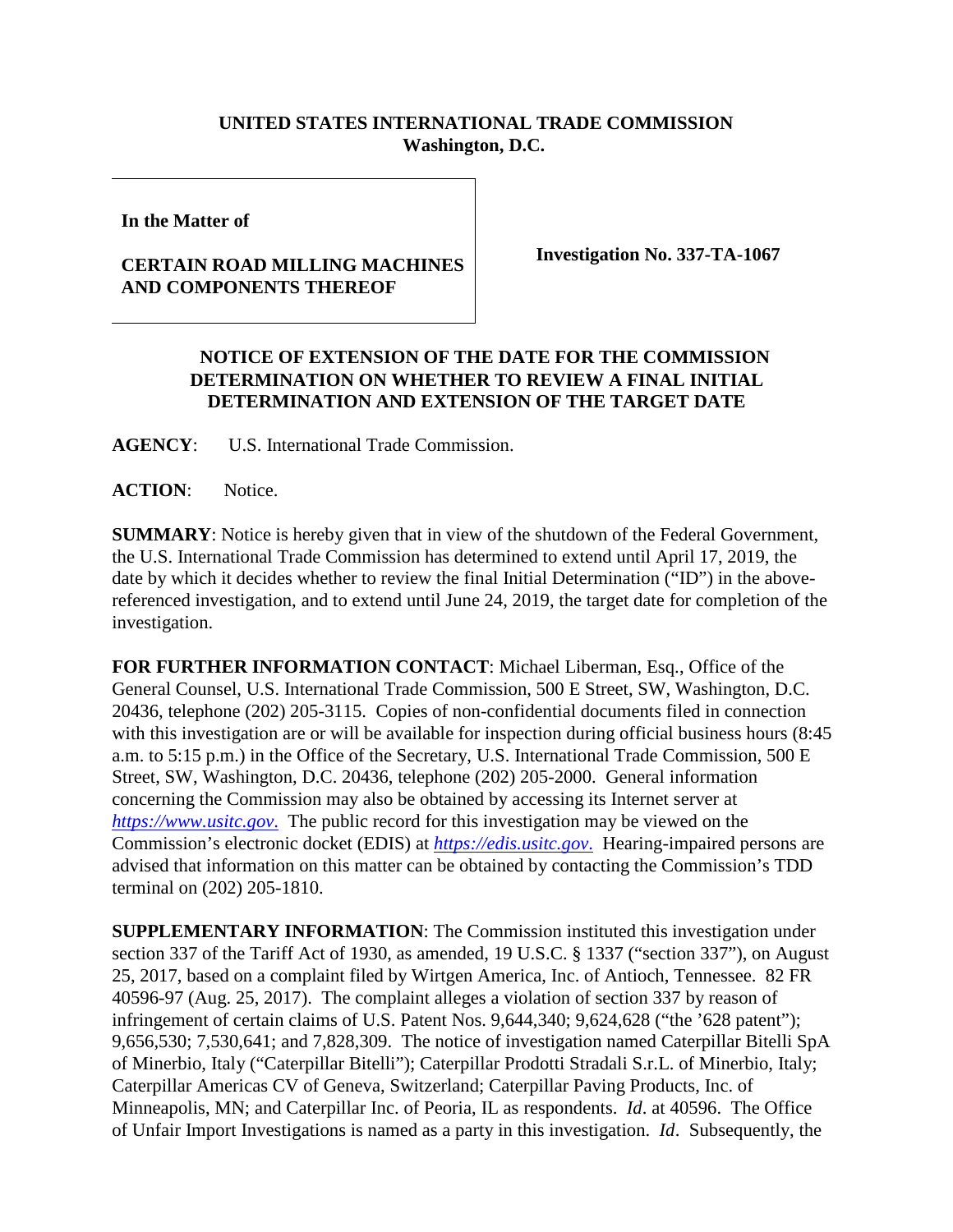**UNITED STATES INTERNATIONAL TRADE COMMISSION**
**Washington, D.C.**

| **In the Matter of**<br><br>**CERTAIN ROAD MILLING MACHINES AND COMPONENTS THEREOF** | **Investigation No. 337-TA-1067** |
|---|---|

**NOTICE OF EXTENSION OF THE DATE FOR THE COMMISSION DETERMINATION ON WHETHER TO REVIEW A FINAL INITIAL DETERMINATION AND EXTENSION OF THE TARGET DATE**

**AGENCY**: U.S. International Trade Commission.

**ACTION**: Notice.

**SUMMARY**: Notice is hereby given that in view of the shutdown of the Federal Government, the U.S. International Trade Commission has determined to extend until April 17, 2019, the date by which it decides whether to review the final Initial Determination ("ID") in the above-referenced investigation, and to extend until June 24, 2019, the target date for completion of the investigation.

**FOR FURTHER INFORMATION CONTACT**: Michael Liberman, Esq., Office of the General Counsel, U.S. International Trade Commission, 500 E Street, SW, Washington, D.C. 20436, telephone (202) 205-3115. Copies of non-confidential documents filed in connection with this investigation are or will be available for inspection during official business hours (8:45 a.m. to 5:15 p.m.) in the Office of the Secretary, U.S. International Trade Commission, 500 E Street, SW, Washington, D.C. 20436, telephone (202) 205-2000. General information concerning the Commission may also be obtained by accessing its Internet server at *https://www.usitc.gov*. The public record for this investigation may be viewed on the Commission's electronic docket (EDIS) at *https://edis.usitc.gov*. Hearing-impaired persons are advised that information on this matter can be obtained by contacting the Commission's TDD terminal on (202) 205-1810.

**SUPPLEMENTARY INFORMATION**: The Commission instituted this investigation under section 337 of the Tariff Act of 1930, as amended, 19 U.S.C. § 1337 ("section 337"), on August 25, 2017, based on a complaint filed by Wirtgen America, Inc. of Antioch, Tennessee. 82 FR 40596-97 (Aug. 25, 2017). The complaint alleges a violation of section 337 by reason of infringement of certain claims of U.S. Patent Nos. 9,644,340; 9,624,628 ("the '628 patent"); 9,656,530; 7,530,641; and 7,828,309. The notice of investigation named Caterpillar Bitelli SpA of Minerbio, Italy ("Caterpillar Bitelli"); Caterpillar Prodotti Stradali S.r.L. of Minerbio, Italy; Caterpillar Americas CV of Geneva, Switzerland; Caterpillar Paving Products, Inc. of Minneapolis, MN; and Caterpillar Inc. of Peoria, IL as respondents. *Id*. at 40596. The Office of Unfair Import Investigations is named as a party in this investigation. *Id*. Subsequently, the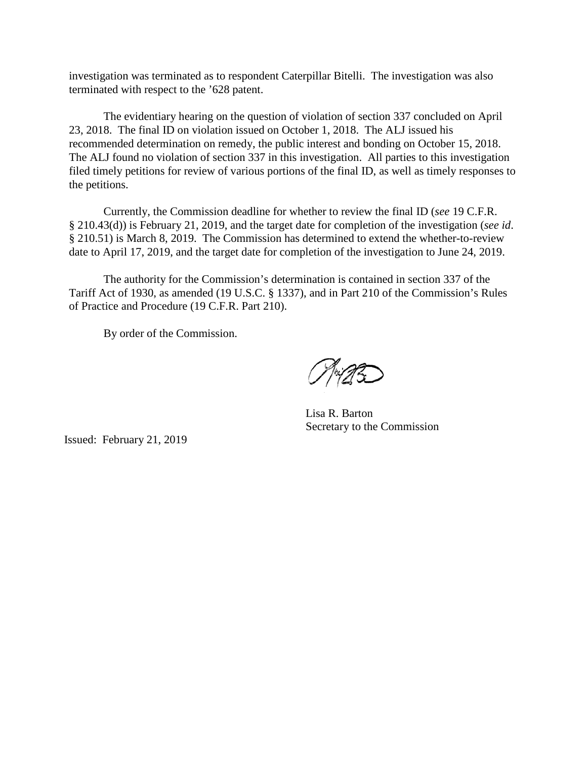investigation was terminated as to respondent Caterpillar Bitelli. The investigation was also terminated with respect to the '628 patent.

The evidentiary hearing on the question of violation of section 337 concluded on April 23, 2018. The final ID on violation issued on October 1, 2018. The ALJ issued his recommended determination on remedy, the public interest and bonding on October 15, 2018. The ALJ found no violation of section 337 in this investigation. All parties to this investigation filed timely petitions for review of various portions of the final ID, as well as timely responses to the petitions.

Currently, the Commission deadline for whether to review the final ID (*see* 19 C.F.R. § 210.43(d)) is February 21, 2019, and the target date for completion of the investigation (*see id*. § 210.51) is March 8, 2019. The Commission has determined to extend the whether-to-review date to April 17, 2019, and the target date for completion of the investigation to June 24, 2019.

The authority for the Commission's determination is contained in section 337 of the Tariff Act of 1930, as amended (19 U.S.C. § 1337), and in Part 210 of the Commission's Rules of Practice and Procedure (19 C.F.R. Part 210).

By order of the Commission.

Lisa R. Barton
Secretary to the Commission

Issued: February 21, 2019